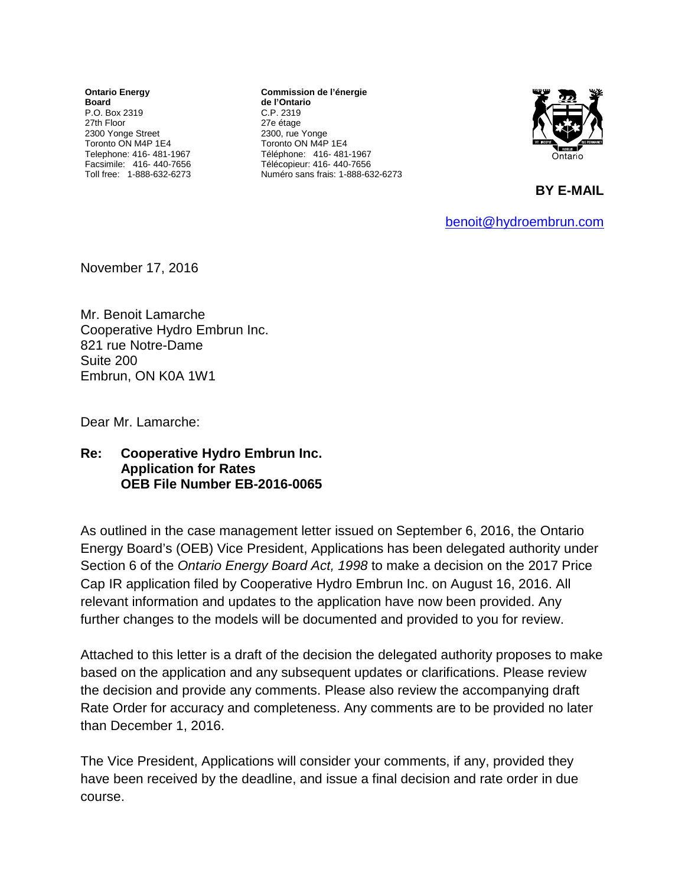**Ontario Energy Board**
P.O. Box 2319
27th Floor
2300 Yonge Street
Toronto ON M4P 1E4
Telephone: 416- 481-1967
Facsimile: 416- 440-7656
Toll free: 1-888-632-6273

**Commission de l'énergie de l'Ontario**
C.P. 2319
27e étage
2300, rue Yonge
Toronto ON M4P 1E4
Téléphone: 416- 481-1967
Télécopieur: 416- 440-7656
Numéro sans frais: 1-888-632-6273

**BY E-MAIL**

benoit@hydroembrun.com

November 17, 2016

Mr. Benoit Lamarche
Cooperative Hydro Embrun Inc.
821 rue Notre-Dame
Suite 200
Embrun, ON K0A 1W1

Dear Mr. Lamarche:

**Re: Cooperative Hydro Embrun Inc.**
**Application for Rates**
**OEB File Number EB-2016-0065**

As outlined in the case management letter issued on September 6, 2016, the Ontario Energy Board's (OEB) Vice President, Applications has been delegated authority under Section 6 of the *Ontario Energy Board Act, 1998* to make a decision on the 2017 Price Cap IR application filed by Cooperative Hydro Embrun Inc. on August 16, 2016. All relevant information and updates to the application have now been provided. Any further changes to the models will be documented and provided to you for review.

Attached to this letter is a draft of the decision the delegated authority proposes to make based on the application and any subsequent updates or clarifications. Please review the decision and provide any comments. Please also review the accompanying draft Rate Order for accuracy and completeness. Any comments are to be provided no later than December 1, 2016.

The Vice President, Applications will consider your comments, if any, provided they have been received by the deadline, and issue a final decision and rate order in due course.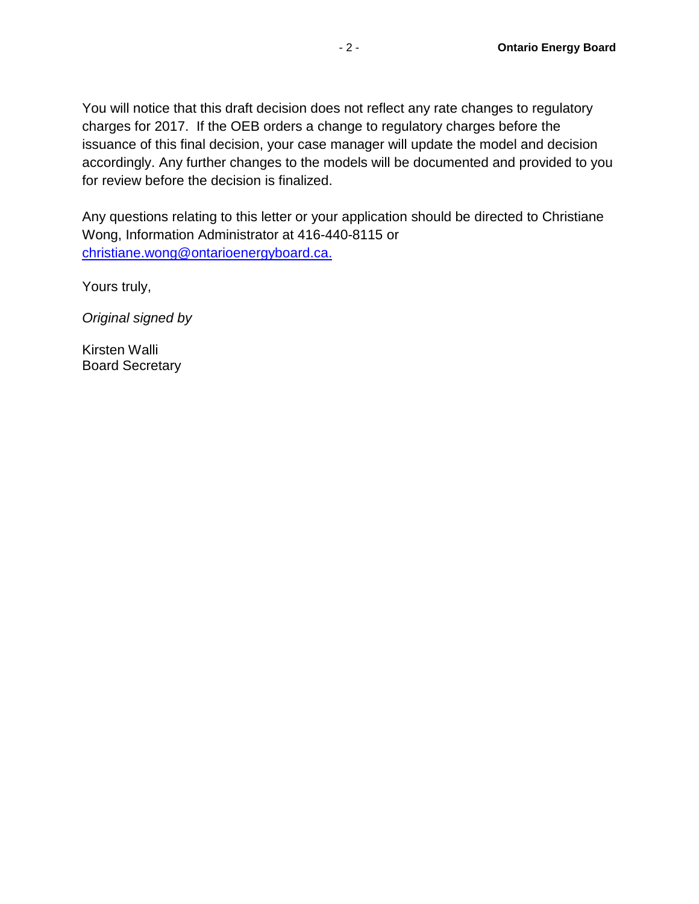You will notice that this draft decision does not reflect any rate changes to regulatory charges for 2017. If the OEB orders a change to regulatory charges before the issuance of this final decision, your case manager will update the model and decision accordingly. Any further changes to the models will be documented and provided to you for review before the decision is finalized.

Any questions relating to this letter or your application should be directed to Christiane Wong, Information Administrator at 416-440-8115 or christiane.wong@ontarioenergyboard.ca.

Yours truly,

*Original signed by*

Kirsten Walli
Board Secretary